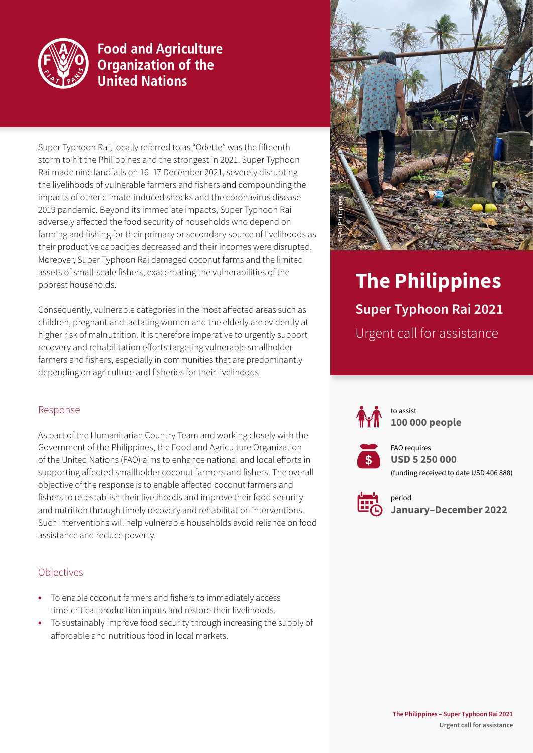Food and Agriculture Organization of the United Nations

# The Philippines

## Super Typhoon Rai 2021

Urgent call for assistance

to assist
**100 000 people**

FAO requires
**USD 5 250 000**
(funding received to date USD 406 888)

period
**January–December 2022**

Super Typhoon Rai, locally referred to as "Odette" was the fifteenth storm to hit the Philippines and the strongest in 2021. Super Typhoon Rai made nine landfalls on 16–17 December 2021, severely disrupting the livelihoods of vulnerable farmers and fishers and compounding the impacts of other climate-induced shocks and the coronavirus disease 2019 pandemic. Beyond its immediate impacts, Super Typhoon Rai adversely affected the food security of households who depend on farming and fishing for their primary or secondary source of livelihoods as their productive capacities decreased and their incomes were disrupted. Moreover, Super Typhoon Rai damaged coconut farms and the limited assets of small-scale fishers, exacerbating the vulnerabilities of the poorest households.

Consequently, vulnerable categories in the most affected areas such as children, pregnant and lactating women and the elderly are evidently at higher risk of malnutrition. It is therefore imperative to urgently support recovery and rehabilitation efforts targeting vulnerable smallholder farmers and fishers, especially in communities that are predominantly depending on agriculture and fisheries for their livelihoods.

## Response

As part of the Humanitarian Country Team and working closely with the Government of the Philippines, the Food and Agriculture Organization of the United Nations (FAO) aims to enhance national and local efforts in supporting affected smallholder coconut farmers and fishers. The overall objective of the response is to enable affected coconut farmers and fishers to re-establish their livelihoods and improve their food security and nutrition through timely recovery and rehabilitation interventions. Such interventions will help vulnerable households avoid reliance on food assistance and reduce poverty.

## Objectives

- To enable coconut farmers and fishers to immediately access time-critical production inputs and restore their livelihoods.
- To sustainably improve food security through increasing the supply of affordable and nutritious food in local markets.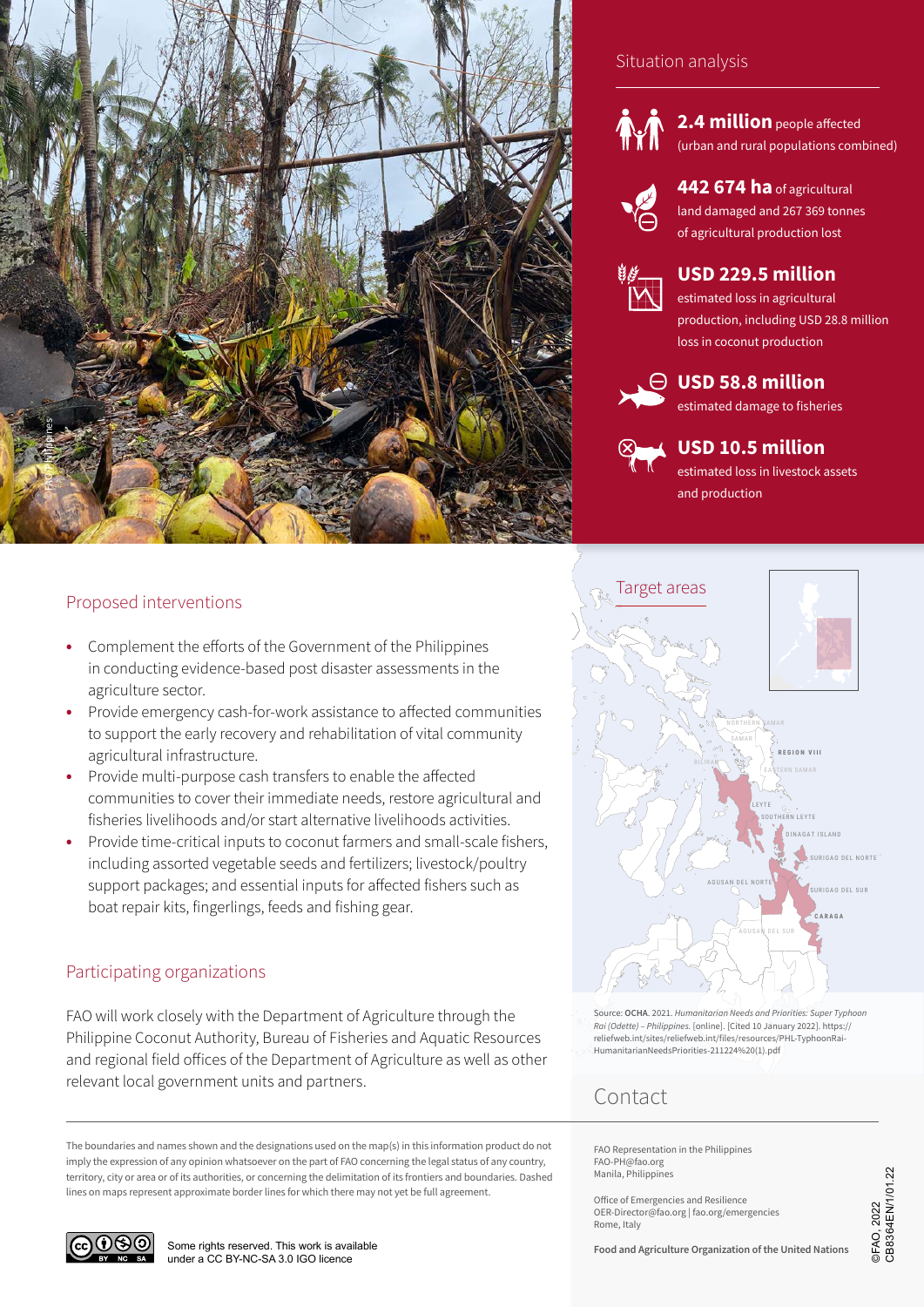## Situation analysis

**2.4 million** people affected (urban and rural populations combined)

**442 674 ha** of agricultural land damaged and 267 369 tonnes of agricultural production lost

**USD 229.5 million** estimated loss in agricultural production, including USD 28.8 million loss in coconut production

**USD 58.8 million** estimated damage to fisheries

**USD 10.5 million** estimated loss in livestock assets and production

## Proposed interventions

- Complement the efforts of the Government of the Philippines in conducting evidence-based post disaster assessments in the agriculture sector.
- Provide emergency cash-for-work assistance to affected communities to support the early recovery and rehabilitation of vital community agricultural infrastructure.
- Provide multi-purpose cash transfers to enable the affected communities to cover their immediate needs, restore agricultural and fisheries livelihoods and/or start alternative livelihoods activities.
- Provide time-critical inputs to coconut farmers and small-scale fishers, including assorted vegetable seeds and fertilizers; livestock/poultry support packages; and essential inputs for affected fishers such as boat repair kits, fingerlings, feeds and fishing gear.

## Target areas

NORTHERN SAMAR
SAMAR
REGION VIII
BILIRAN
EASTERN SAMAR
LEYTE
SOUTHERN LEYTE
DINAGAT ISLAND
SURIGAO DEL NORTE
AGUSAN DEL NORTE
SURIGAO DEL SUR
CARAGA
AGUSAN DEL SUR

Source: **OCHA**. 2021. *Humanitarian Needs and Priorities: Super Typhoon Rai (Odette) – Philippines.* [online]. [Cited 10 January 2022]. https://reliefweb.int/sites/reliefweb.int/files/resources/PHL-TyphoonRai-HumanitarianNeedsPriorities-211224%20(1).pdf

## Participating organizations

FAO will work closely with the Department of Agriculture through the Philippine Coconut Authority, Bureau of Fisheries and Aquatic Resources and regional field offices of the Department of Agriculture as well as other relevant local government units and partners.

## Contact

FAO Representation in the Philippines
FAO-PH@fao.org
Manila, Philippines

Office of Emergencies and Resilience
OER-Director@fao.org | fao.org/emergencies
Rome, Italy

**Food and Agriculture Organization of the United Nations**

The boundaries and names shown and the designations used on the map(s) in this information product do not imply the expression of any opinion whatsoever on the part of FAO concerning the legal status of any country, territory, city or area or of its authorities, or concerning the delimitation of its frontiers and boundaries. Dashed lines on maps represent approximate border lines for which there may not yet be full agreement.

Some rights reserved. This work is available under a CC BY-NC-SA 3.0 IGO licence

©FAO, 2022
CB8364EN/1/01.22